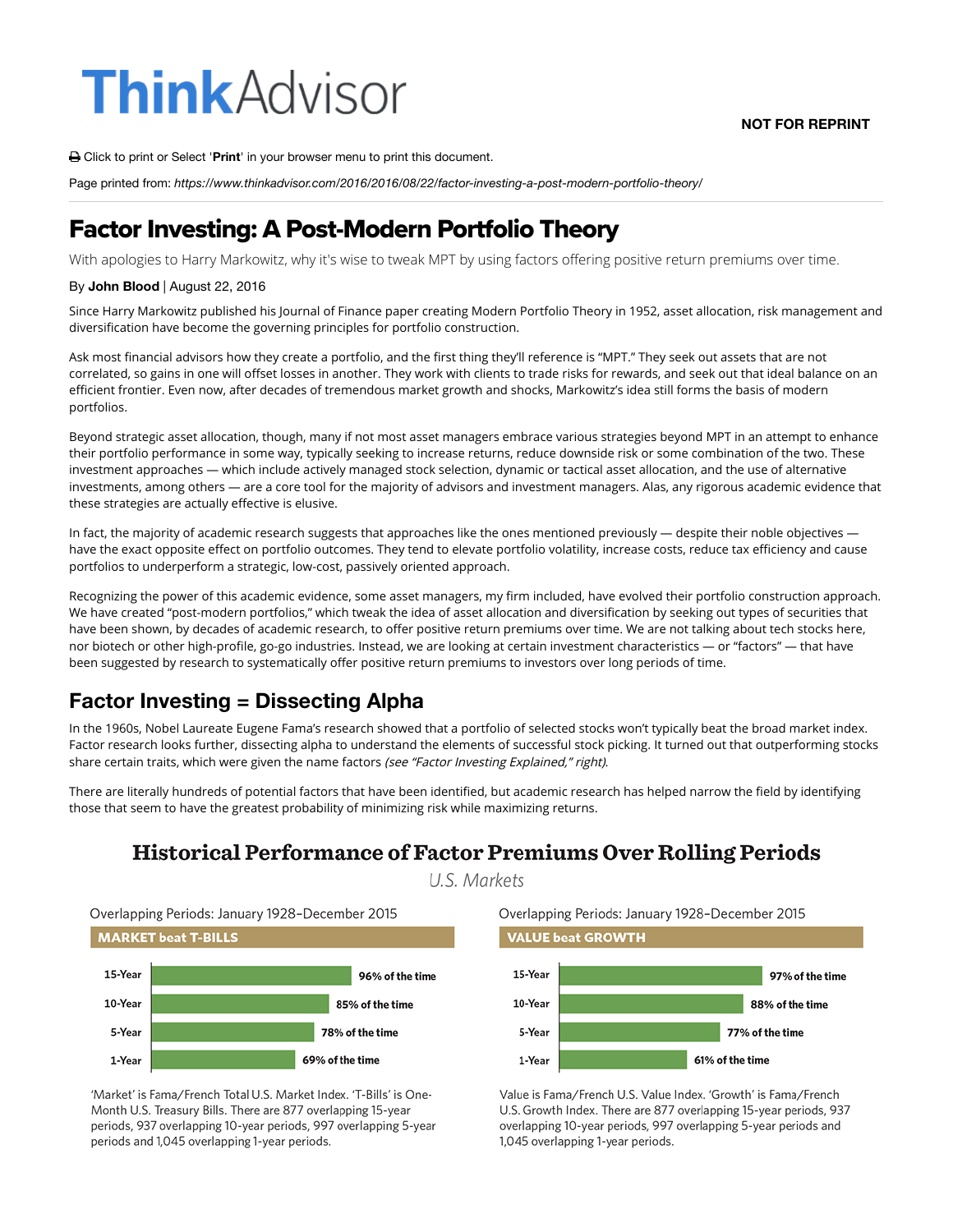ThinkAdvisor

NOT FOR REPRINT

Click to print or Select '**Print**' in your browser menu to print this document.

Page printed from: *https://www.thinkadvisor.com/2016/2016/08/22/factor-investing-a-post-modern-portfolio-theory/*

# Factor Investing: A Post-Modern Portfolio Theory

With apologies to Harry Markowitz, why it's wise to tweak MPT by using factors offering positive return premiums over time.

By **John Blood** | August 22, 2016

Since Harry Markowitz published his Journal of Finance paper creating Modern Portfolio Theory in 1952, asset allocation, risk management and diversification have become the governing principles for portfolio construction.

Ask most financial advisors how they create a portfolio, and the first thing they'll reference is "MPT." They seek out assets that are not correlated, so gains in one will offset losses in another. They work with clients to trade risks for rewards, and seek out that ideal balance on an efficient frontier. Even now, after decades of tremendous market growth and shocks, Markowitz's idea still forms the basis of modern portfolios.

Beyond strategic asset allocation, though, many if not most asset managers embrace various strategies beyond MPT in an attempt to enhance their portfolio performance in some way, typically seeking to increase returns, reduce downside risk or some combination of the two. These investment approaches — which include actively managed stock selection, dynamic or tactical asset allocation, and the use of alternative investments, among others — are a core tool for the majority of advisors and investment managers. Alas, any rigorous academic evidence that these strategies are actually effective is elusive.

In fact, the majority of academic research suggests that approaches like the ones mentioned previously — despite their noble objectives — have the exact opposite effect on portfolio outcomes. They tend to elevate portfolio volatility, increase costs, reduce tax efficiency and cause portfolios to underperform a strategic, low-cost, passively oriented approach.

Recognizing the power of this academic evidence, some asset managers, my firm included, have evolved their portfolio construction approach. We have created "post-modern portfolios," which tweak the idea of asset allocation and diversification by seeking out types of securities that have been shown, by decades of academic research, to offer positive return premiums over time. We are not talking about tech stocks here, nor biotech or other high-profile, go-go industries. Instead, we are looking at certain investment characteristics — or "factors" — that have been suggested by research to systematically offer positive return premiums to investors over long periods of time.

## Factor Investing = Dissecting Alpha

In the 1960s, Nobel Laureate Eugene Fama's research showed that a portfolio of selected stocks won't typically beat the broad market index. Factor research looks further, dissecting alpha to understand the elements of successful stock picking. It turned out that outperforming stocks share certain traits, which were given the name factors *(see "Factor Investing Explained," right)*.

There are literally hundreds of potential factors that have been identified, but academic research has helped narrow the field by identifying those that seem to have the greatest probability of minimizing risk while maximizing returns.

### Historical Performance of Factor Premiums Over Rolling Periods

U.S. Markets

Overlapping Periods: January 1928–December 2015

**MARKET beat T-BILLS**

| Period | Market beat T-Bills |
|---|---|
| 15-Year | 96% of the time |
| 10-Year | 85% of the time |
| 5-Year | 78% of the time |
| 1-Year | 69% of the time |

'Market' is Fama/French Total U.S. Market Index. 'T-Bills' is One-Month U.S. Treasury Bills. There are 877 overlapping 15-year periods, 937 overlapping 10-year periods, 997 overlapping 5-year periods and 1,045 overlapping 1-year periods.

Overlapping Periods: January 1928–December 2015

**VALUE beat GROWTH**

| Period | Value beat Growth |
|---|---|
| 15-Year | 97% of the time |
| 10-Year | 88% of the time |
| 5-Year | 77% of the time |
| 1-Year | 61% of the time |

Value is Fama/French U.S. Value Index. 'Growth' is Fama/French U.S. Growth Index. There are 877 overlapping 15-year periods, 937 overlapping 10-year periods, 997 overlapping 5-year periods and 1,045 overlapping 1-year periods.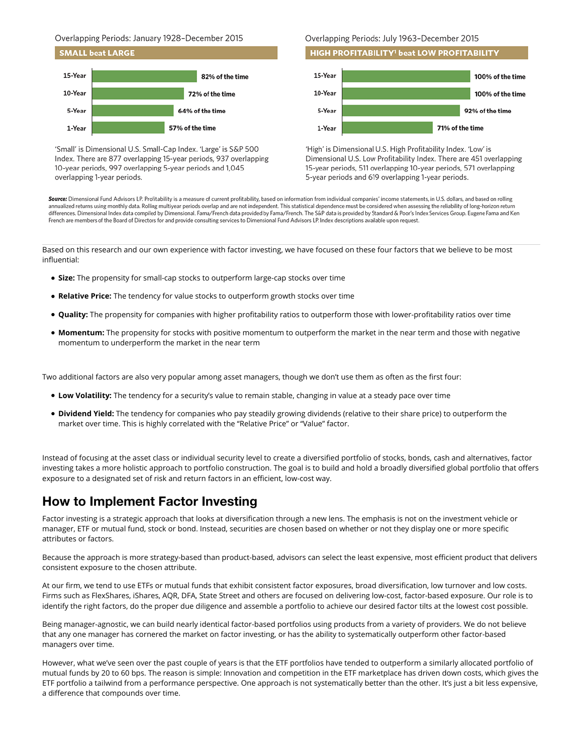Overlapping Periods: January 1928–December 2015

**SMALL beat LARGE**

| | |
|---|---|
| 15-Year | 82% of the time |
| 10-Year | 72% of the time |
| 5-Year | 64% of the time |
| 1-Year | 57% of the time |

'Small' is Dimensional U.S. Small-Cap Index. 'Large' is S&P 500 Index. There are 877 overlapping 15-year periods, 937 overlapping 10-year periods, 997 overlapping 5-year periods and 1,045 overlapping 1-year periods.

Overlapping Periods: July 1963–December 2015

**HIGH PROFITABILITY[1] beat LOW PROFITABILITY**

| | |
|---|---|
| 15-Year | 100% of the time |
| 10-Year | 100% of the time |
| 5-Year | 92% of the time |
| 1-Year | 71% of the time |

'High' is Dimensional U.S. High Profitability Index. 'Low' is Dimensional U.S. Low Profitability Index. There are 451 overlapping 15-year periods, 511 overlapping 10-year periods, 571 overlapping 5-year periods and 619 overlapping 1-year periods.

***Source:*** Dimensional Fund Advisors LP. Profitability is a measure of current profitability, based on information from individual companies' income statements, in U.S. dollars, and based on rolling annualized returns using monthly data. Rolling multiyear periods overlap and are not independent. This statistical dependence must be considered when assessing the reliability of long-horizon return differences. Dimensional Index data compiled by Dimensional. Fama/French data provided by Fama/French. The S&P data is provided by Standard & Poor's Index Services Group. Eugene Fama and Ken French are members of the Board of Directors for and provide consulting services to Dimensional Fund Advisors LP. Index descriptions available upon request.

Based on this research and our own experience with factor investing, we have focused on these four factors that we believe to be most influential:

- **Size:** The propensity for small-cap stocks to outperform large-cap stocks over time
- **Relative Price:** The tendency for value stocks to outperform growth stocks over time
- **Quality:** The propensity for companies with higher profitability ratios to outperform those with lower-profitability ratios over time
- **Momentum:** The propensity for stocks with positive momentum to outperform the market in the near term and those with negative momentum to underperform the market in the near term

Two additional factors are also very popular among asset managers, though we don't use them as often as the first four:

- **Low Volatility:** The tendency for a security's value to remain stable, changing in value at a steady pace over time
- **Dividend Yield:** The tendency for companies who pay steadily growing dividends (relative to their share price) to outperform the market over time. This is highly correlated with the "Relative Price" or "Value" factor.

Instead of focusing at the asset class or individual security level to create a diversified portfolio of stocks, bonds, cash and alternatives, factor investing takes a more holistic approach to portfolio construction. The goal is to build and hold a broadly diversified global portfolio that offers exposure to a designated set of risk and return factors in an efficient, low-cost way.

## How to Implement Factor Investing

Factor investing is a strategic approach that looks at diversification through a new lens. The emphasis is not on the investment vehicle or manager, ETF or mutual fund, stock or bond. Instead, securities are chosen based on whether or not they display one or more specific attributes or factors.

Because the approach is more strategy-based than product-based, advisors can select the least expensive, most efficient product that delivers consistent exposure to the chosen attribute.

At our firm, we tend to use ETFs or mutual funds that exhibit consistent factor exposures, broad diversification, low turnover and low costs. Firms such as FlexShares, iShares, AQR, DFA, State Street and others are focused on delivering low-cost, factor-based exposure. Our role is to identify the right factors, do the proper due diligence and assemble a portfolio to achieve our desired factor tilts at the lowest cost possible.

Being manager-agnostic, we can build nearly identical factor-based portfolios using products from a variety of providers. We do not believe that any one manager has cornered the market on factor investing, or has the ability to systematically outperform other factor-based managers over time.

However, what we've seen over the past couple of years is that the ETF portfolios have tended to outperform a similarly allocated portfolio of mutual funds by 20 to 60 bps. The reason is simple: Innovation and competition in the ETF marketplace has driven down costs, which gives the ETF portfolio a tailwind from a performance perspective. One approach is not systematically better than the other. It's just a bit less expensive, a difference that compounds over time.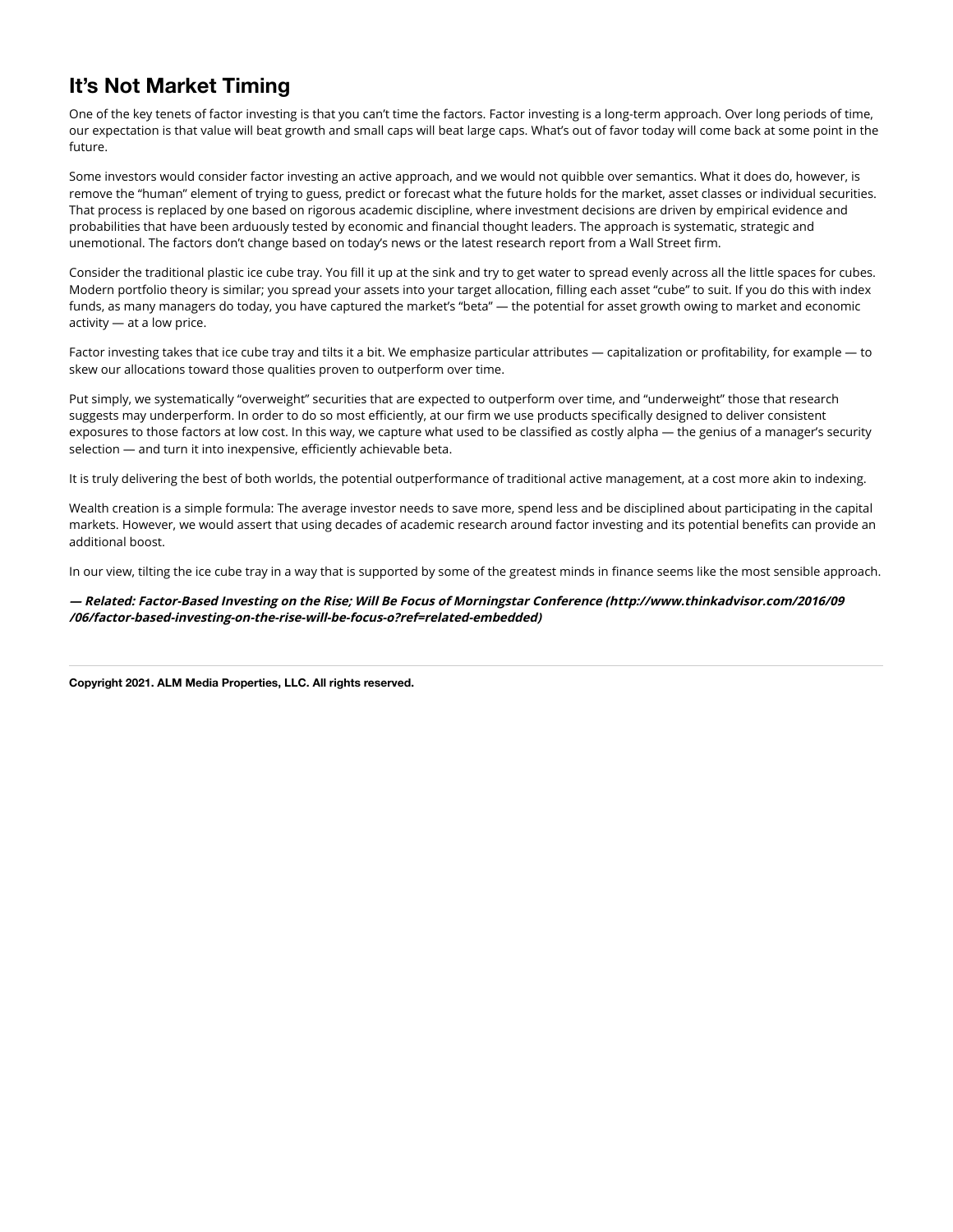## It's Not Market Timing

One of the key tenets of factor investing is that you can't time the factors. Factor investing is a long-term approach. Over long periods of time, our expectation is that value will beat growth and small caps will beat large caps. What's out of favor today will come back at some point in the future.

Some investors would consider factor investing an active approach, and we would not quibble over semantics. What it does do, however, is remove the "human" element of trying to guess, predict or forecast what the future holds for the market, asset classes or individual securities. That process is replaced by one based on rigorous academic discipline, where investment decisions are driven by empirical evidence and probabilities that have been arduously tested by economic and financial thought leaders. The approach is systematic, strategic and unemotional. The factors don't change based on today's news or the latest research report from a Wall Street firm.

Consider the traditional plastic ice cube tray. You fill it up at the sink and try to get water to spread evenly across all the little spaces for cubes. Modern portfolio theory is similar; you spread your assets into your target allocation, filling each asset "cube" to suit. If you do this with index funds, as many managers do today, you have captured the market's "beta" — the potential for asset growth owing to market and economic activity — at a low price.

Factor investing takes that ice cube tray and tilts it a bit. We emphasize particular attributes — capitalization or profitability, for example — to skew our allocations toward those qualities proven to outperform over time.

Put simply, we systematically "overweight" securities that are expected to outperform over time, and "underweight" those that research suggests may underperform. In order to do so most efficiently, at our firm we use products specifically designed to deliver consistent exposures to those factors at low cost. In this way, we capture what used to be classified as costly alpha — the genius of a manager's security selection — and turn it into inexpensive, efficiently achievable beta.

It is truly delivering the best of both worlds, the potential outperformance of traditional active management, at a cost more akin to indexing.

Wealth creation is a simple formula: The average investor needs to save more, spend less and be disciplined about participating in the capital markets. However, we would assert that using decades of academic research around factor investing and its potential benefits can provide an additional boost.

In our view, tilting the ice cube tray in a way that is supported by some of the greatest minds in finance seems like the most sensible approach.

***— Related: Factor-Based Investing on the Rise; Will Be Focus of Morningstar Conference (http://www.thinkadvisor.com/2016/09/06/factor-based-investing-on-the-rise-will-be-focus-o?ref=related-embedded)***

---

**Copyright 2021. ALM Media Properties, LLC. All rights reserved.**